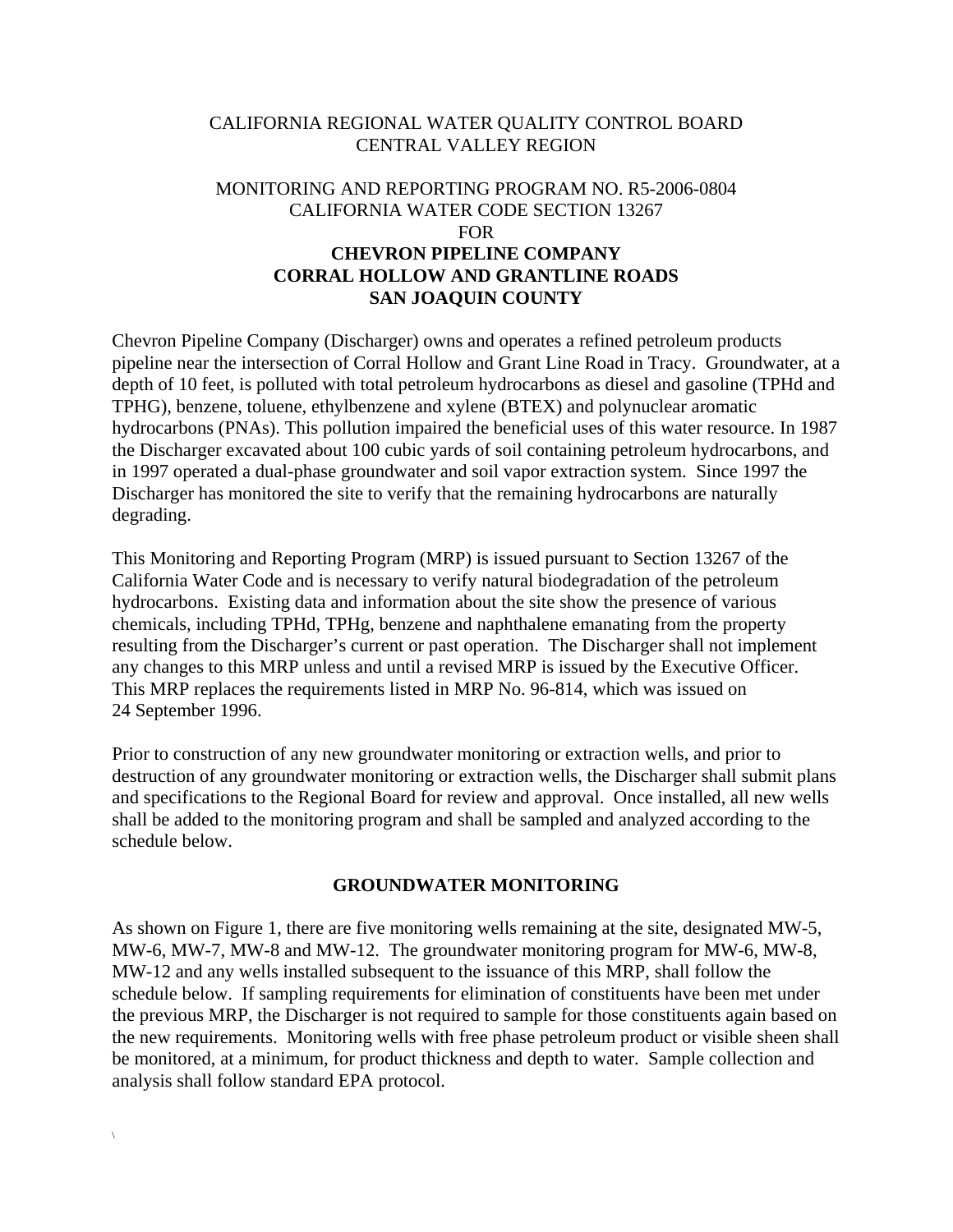CALIFORNIA REGIONAL WATER QUALITY CONTROL BOARD
CENTRAL VALLEY REGION

MONITORING AND REPORTING PROGRAM NO. R5-2006-0804
CALIFORNIA WATER CODE SECTION 13267
FOR
**CHEVRON PIPELINE COMPANY**
**CORRAL HOLLOW AND GRANTLINE ROADS**
**SAN JOAQUIN COUNTY**

Chevron Pipeline Company (Discharger) owns and operates a refined petroleum products pipeline near the intersection of Corral Hollow and Grant Line Road in Tracy. Groundwater, at a depth of 10 feet, is polluted with total petroleum hydrocarbons as diesel and gasoline (TPHd and TPHG), benzene, toluene, ethylbenzene and xylene (BTEX) and polynuclear aromatic hydrocarbons (PNAs). This pollution impaired the beneficial uses of this water resource. In 1987 the Discharger excavated about 100 cubic yards of soil containing petroleum hydrocarbons, and in 1997 operated a dual-phase groundwater and soil vapor extraction system. Since 1997 the Discharger has monitored the site to verify that the remaining hydrocarbons are naturally degrading.

This Monitoring and Reporting Program (MRP) is issued pursuant to Section 13267 of the California Water Code and is necessary to verify natural biodegradation of the petroleum hydrocarbons. Existing data and information about the site show the presence of various chemicals, including TPHd, TPHg, benzene and naphthalene emanating from the property resulting from the Discharger's current or past operation. The Discharger shall not implement any changes to this MRP unless and until a revised MRP is issued by the Executive Officer. This MRP replaces the requirements listed in MRP No. 96-814, which was issued on 24 September 1996.

Prior to construction of any new groundwater monitoring or extraction wells, and prior to destruction of any groundwater monitoring or extraction wells, the Discharger shall submit plans and specifications to the Regional Board for review and approval. Once installed, all new wells shall be added to the monitoring program and shall be sampled and analyzed according to the schedule below.

## GROUNDWATER MONITORING

As shown on Figure 1, there are five monitoring wells remaining at the site, designated MW-5, MW-6, MW-7, MW-8 and MW-12. The groundwater monitoring program for MW-6, MW-8, MW-12 and any wells installed subsequent to the issuance of this MRP, shall follow the schedule below. If sampling requirements for elimination of constituents have been met under the previous MRP, the Discharger is not required to sample for those constituents again based on the new requirements. Monitoring wells with free phase petroleum product or visible sheen shall be monitored, at a minimum, for product thickness and depth to water. Sample collection and analysis shall follow standard EPA protocol.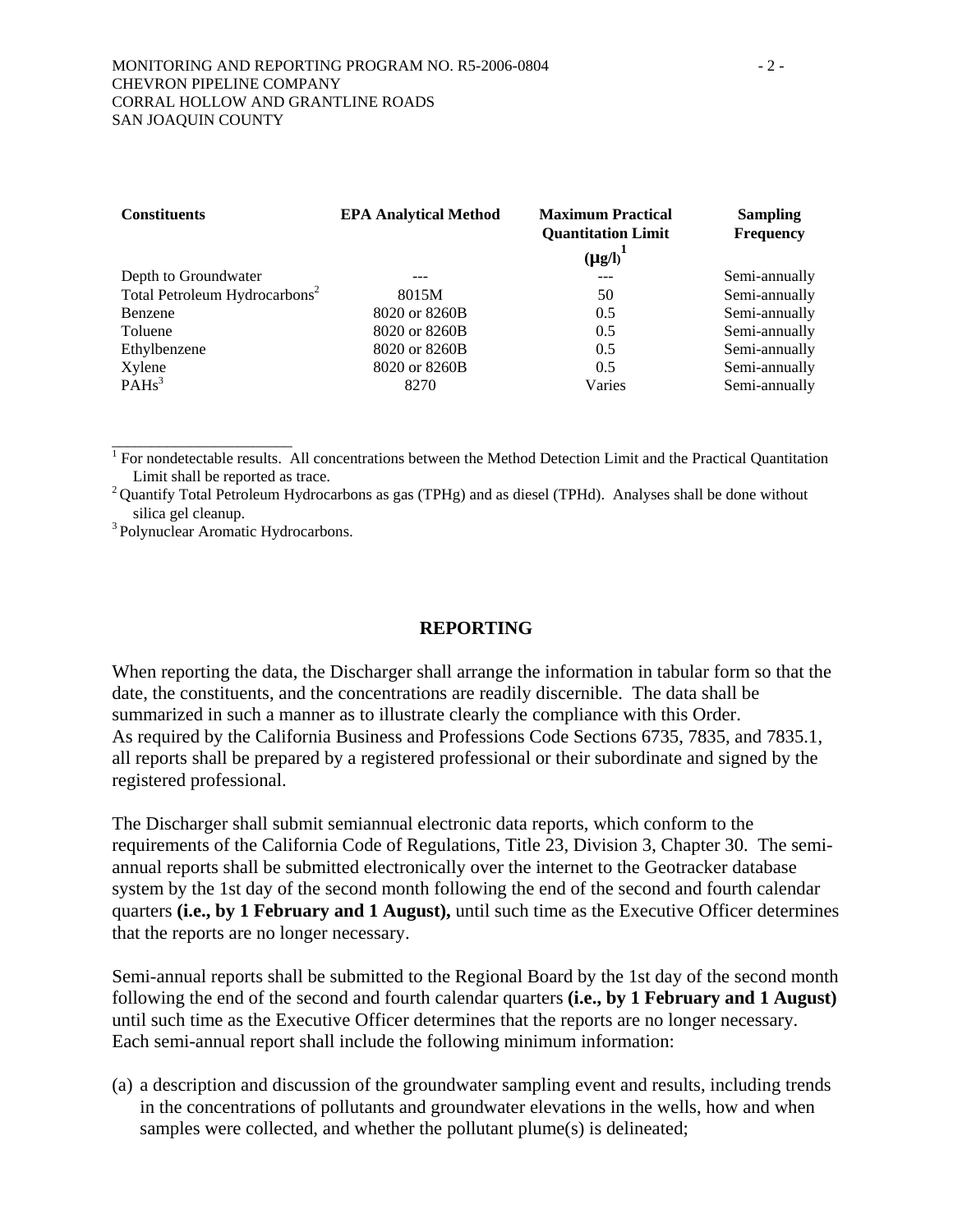| Constituents | EPA Analytical Method | Maximum Practical Quantitation Limit (μg/l)[1] | Sampling Frequency |
|---|---|---|---|
| Depth to Groundwater | --- | --- | Semi-annually |
| Total Petroleum Hydrocarbons[2] | 8015M | 50 | Semi-annually |
| Benzene | 8020 or 8260B | 0.5 | Semi-annually |
| Toluene | 8020 or 8260B | 0.5 | Semi-annually |
| Ethylbenzene | 8020 or 8260B | 0.5 | Semi-annually |
| Xylene | 8020 or 8260B | 0.5 | Semi-annually |
| PAHs[3] | 8270 | Varies | Semi-annually |

[1] For nondetectable results. All concentrations between the Method Detection Limit and the Practical Quantitation Limit shall be reported as trace.

[2] Quantify Total Petroleum Hydrocarbons as gas (TPHg) and as diesel (TPHd). Analyses shall be done without silica gel cleanup.

[3] Polynuclear Aromatic Hydrocarbons.

## REPORTING

When reporting the data, the Discharger shall arrange the information in tabular form so that the date, the constituents, and the concentrations are readily discernible. The data shall be summarized in such a manner as to illustrate clearly the compliance with this Order. As required by the California Business and Professions Code Sections 6735, 7835, and 7835.1, all reports shall be prepared by a registered professional or their subordinate and signed by the registered professional.

The Discharger shall submit semiannual electronic data reports, which conform to the requirements of the California Code of Regulations, Title 23, Division 3, Chapter 30. The semi-annual reports shall be submitted electronically over the internet to the Geotracker database system by the 1st day of the second month following the end of the second and fourth calendar quarters **(i.e., by 1 February and 1 August),** until such time as the Executive Officer determines that the reports are no longer necessary.

Semi-annual reports shall be submitted to the Regional Board by the 1st day of the second month following the end of the second and fourth calendar quarters **(i.e., by 1 February and 1 August)** until such time as the Executive Officer determines that the reports are no longer necessary. Each semi-annual report shall include the following minimum information:

(a) a description and discussion of the groundwater sampling event and results, including trends in the concentrations of pollutants and groundwater elevations in the wells, how and when samples were collected, and whether the pollutant plume(s) is delineated;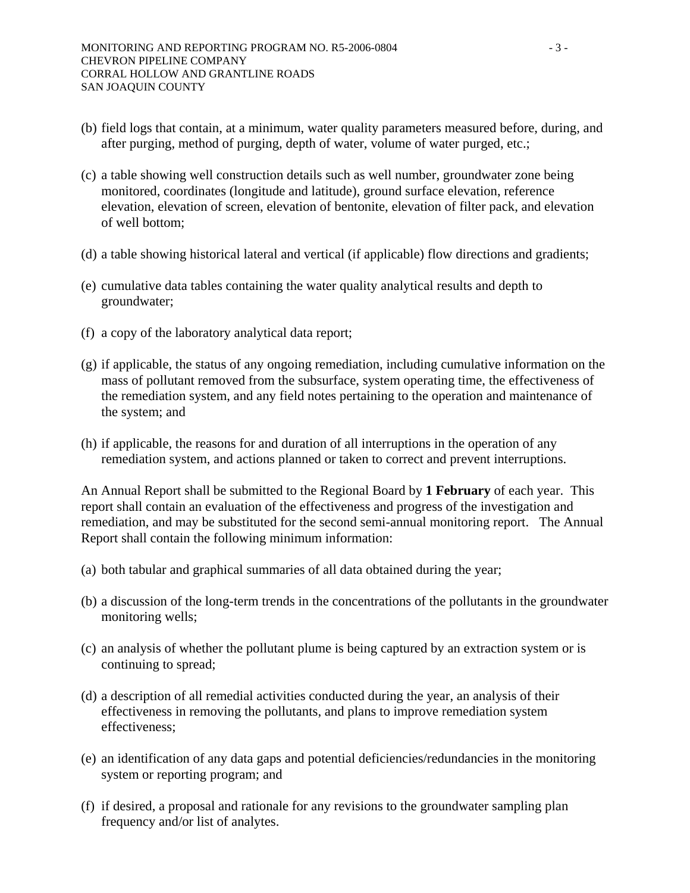(b) field logs that contain, at a minimum, water quality parameters measured before, during, and after purging, method of purging, depth of water, volume of water purged, etc.;

(c) a table showing well construction details such as well number, groundwater zone being monitored, coordinates (longitude and latitude), ground surface elevation, reference elevation, elevation of screen, elevation of bentonite, elevation of filter pack, and elevation of well bottom;

(d) a table showing historical lateral and vertical (if applicable) flow directions and gradients;

(e) cumulative data tables containing the water quality analytical results and depth to groundwater;

(f) a copy of the laboratory analytical data report;

(g) if applicable, the status of any ongoing remediation, including cumulative information on the mass of pollutant removed from the subsurface, system operating time, the effectiveness of the remediation system, and any field notes pertaining to the operation and maintenance of the system; and

(h) if applicable, the reasons for and duration of all interruptions in the operation of any remediation system, and actions planned or taken to correct and prevent interruptions.

An Annual Report shall be submitted to the Regional Board by **1 February** of each year. This report shall contain an evaluation of the effectiveness and progress of the investigation and remediation, and may be substituted for the second semi-annual monitoring report. The Annual Report shall contain the following minimum information:

(a) both tabular and graphical summaries of all data obtained during the year;

(b) a discussion of the long-term trends in the concentrations of the pollutants in the groundwater monitoring wells;

(c) an analysis of whether the pollutant plume is being captured by an extraction system or is continuing to spread;

(d) a description of all remedial activities conducted during the year, an analysis of their effectiveness in removing the pollutants, and plans to improve remediation system effectiveness;

(e) an identification of any data gaps and potential deficiencies/redundancies in the monitoring system or reporting program; and

(f) if desired, a proposal and rationale for any revisions to the groundwater sampling plan frequency and/or list of analytes.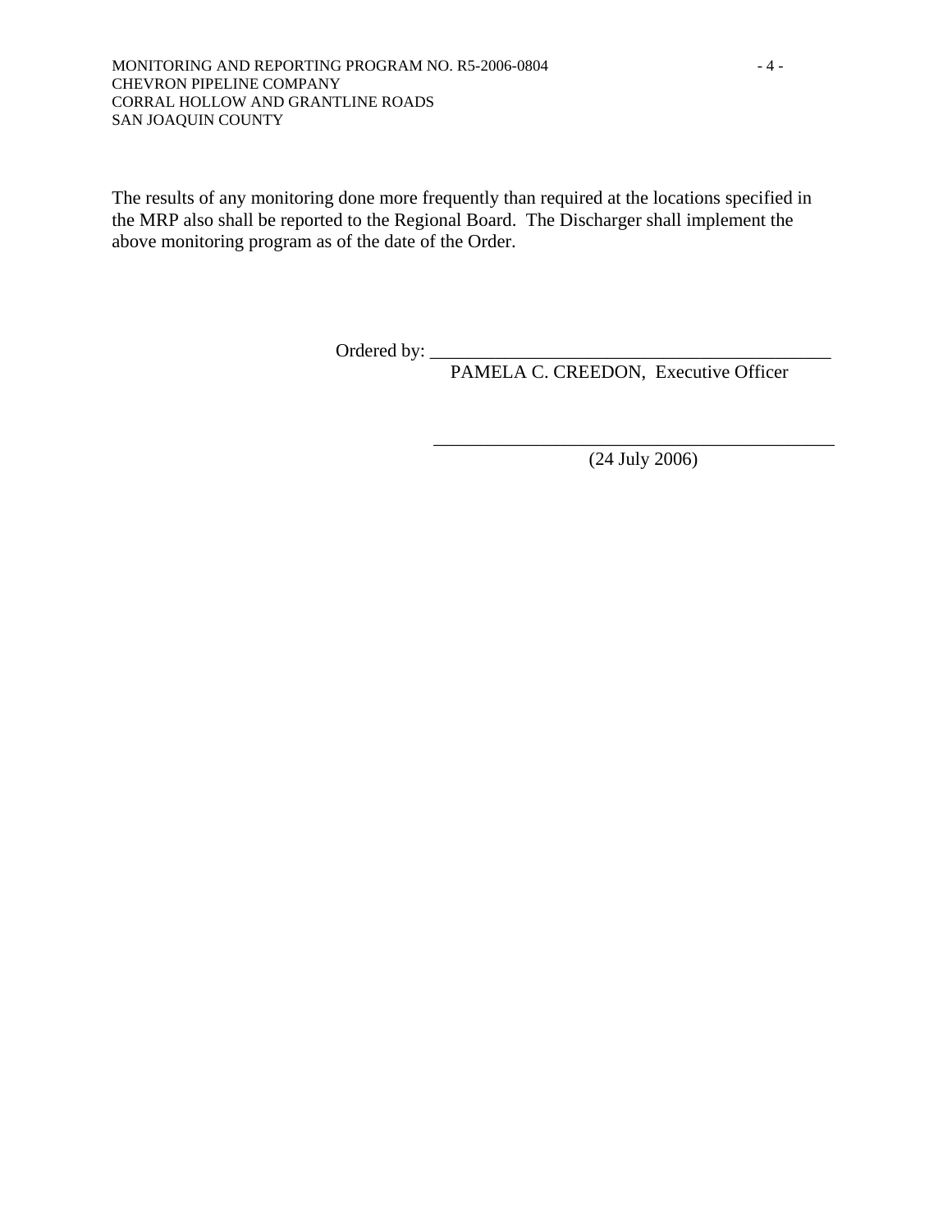The results of any monitoring done more frequently than required at the locations specified in the MRP also shall be reported to the Regional Board. The Discharger shall implement the above monitoring program as of the date of the Order.

Ordered by: ____________________________________________
PAMELA C. CREEDON, Executive Officer

____________________________________________
(24 July 2006)